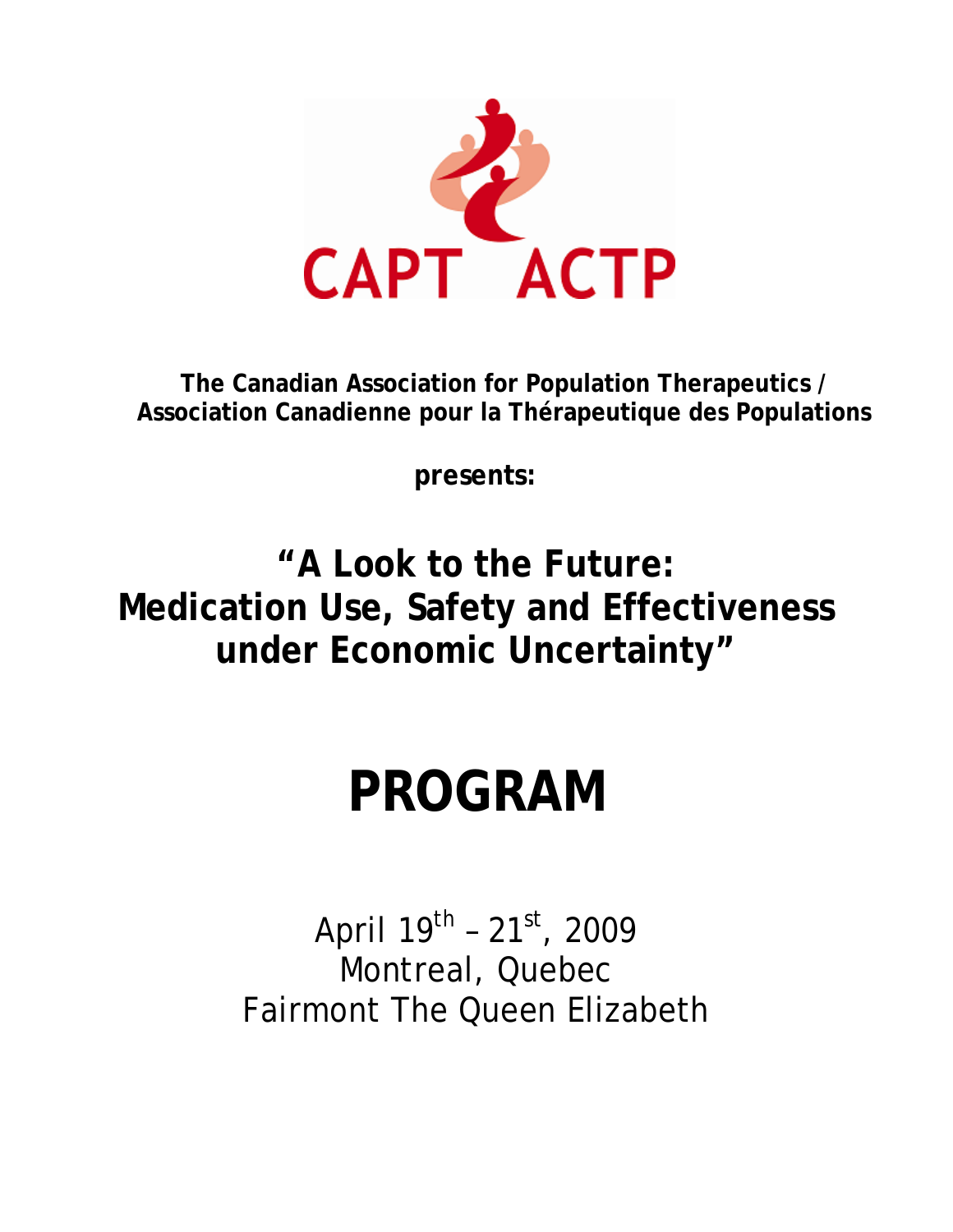CAPT ACTP

**The Canadian Association for Population Therapeutics / Association Canadienne pour la Thérapeutique des Populations**

**presents:**

## “A Look to the Future: Medication Use, Safety and Effectiveness under Economic Uncertainty”

# PROGRAM

April 19th – 21st, 2009
Montreal, Quebec
Fairmont The Queen Elizabeth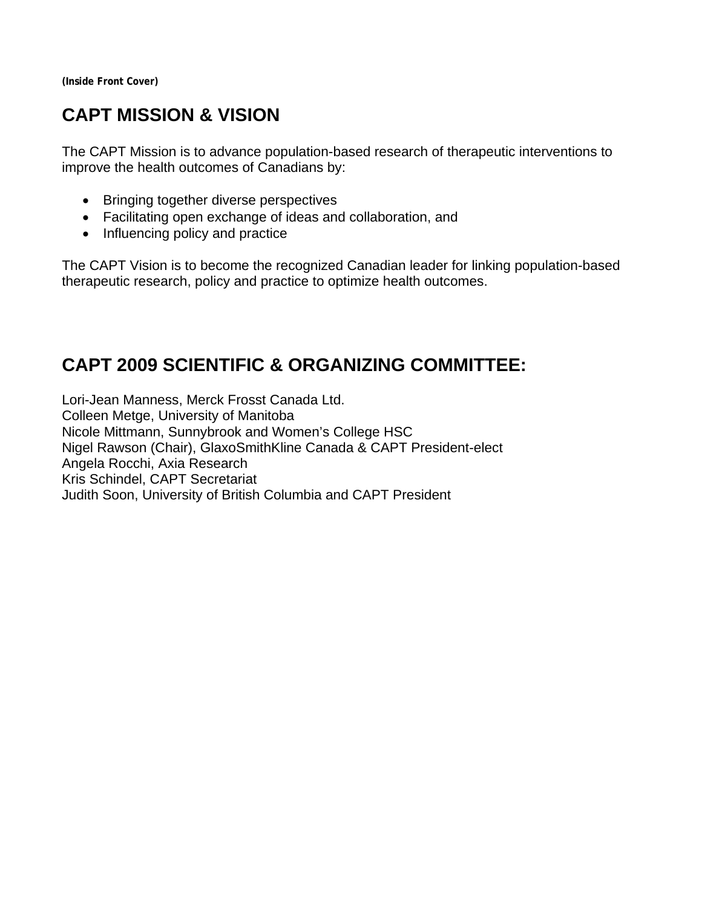**(Inside Front Cover)**

## CAPT MISSION & VISION

The CAPT Mission is to advance population-based research of therapeutic interventions to improve the health outcomes of Canadians by:

- Bringing together diverse perspectives
- Facilitating open exchange of ideas and collaboration, and
- Influencing policy and practice

The CAPT Vision is to become the recognized Canadian leader for linking population-based therapeutic research, policy and practice to optimize health outcomes.

## CAPT 2009 SCIENTIFIC & ORGANIZING COMMITTEE:

Lori-Jean Manness, Merck Frosst Canada Ltd.
Colleen Metge, University of Manitoba
Nicole Mittmann, Sunnybrook and Women's College HSC
Nigel Rawson (Chair), GlaxoSmithKline Canada & CAPT President-elect
Angela Rocchi, Axia Research
Kris Schindel, CAPT Secretariat
Judith Soon, University of British Columbia and CAPT President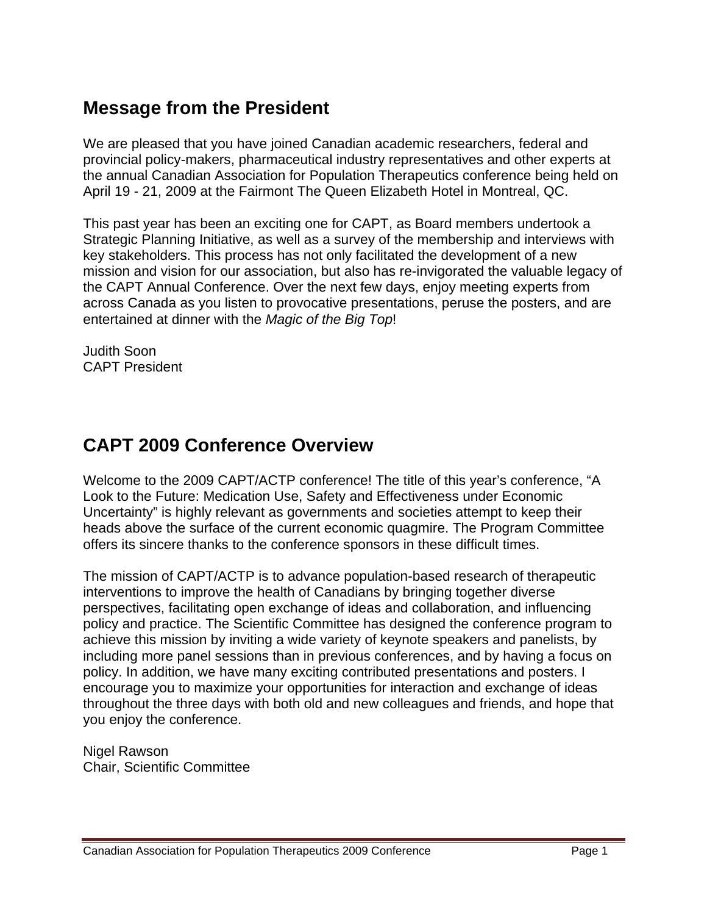## Message from the President

We are pleased that you have joined Canadian academic researchers, federal and provincial policy-makers, pharmaceutical industry representatives and other experts at the annual Canadian Association for Population Therapeutics conference being held on April 19 - 21, 2009 at the Fairmont The Queen Elizabeth Hotel in Montreal, QC.

This past year has been an exciting one for CAPT, as Board members undertook a Strategic Planning Initiative, as well as a survey of the membership and interviews with key stakeholders. This process has not only facilitated the development of a new mission and vision for our association, but also has re-invigorated the valuable legacy of the CAPT Annual Conference. Over the next few days, enjoy meeting experts from across Canada as you listen to provocative presentations, peruse the posters, and are entertained at dinner with the *Magic of the Big Top*!

Judith Soon
CAPT President

## CAPT 2009 Conference Overview

Welcome to the 2009 CAPT/ACTP conference! The title of this year's conference, "A Look to the Future: Medication Use, Safety and Effectiveness under Economic Uncertainty" is highly relevant as governments and societies attempt to keep their heads above the surface of the current economic quagmire. The Program Committee offers its sincere thanks to the conference sponsors in these difficult times.

The mission of CAPT/ACTP is to advance population-based research of therapeutic interventions to improve the health of Canadians by bringing together diverse perspectives, facilitating open exchange of ideas and collaboration, and influencing policy and practice. The Scientific Committee has designed the conference program to achieve this mission by inviting a wide variety of keynote speakers and panelists, by including more panel sessions than in previous conferences, and by having a focus on policy. In addition, we have many exciting contributed presentations and posters. I encourage you to maximize your opportunities for interaction and exchange of ideas throughout the three days with both old and new colleagues and friends, and hope that you enjoy the conference.

Nigel Rawson
Chair, Scientific Committee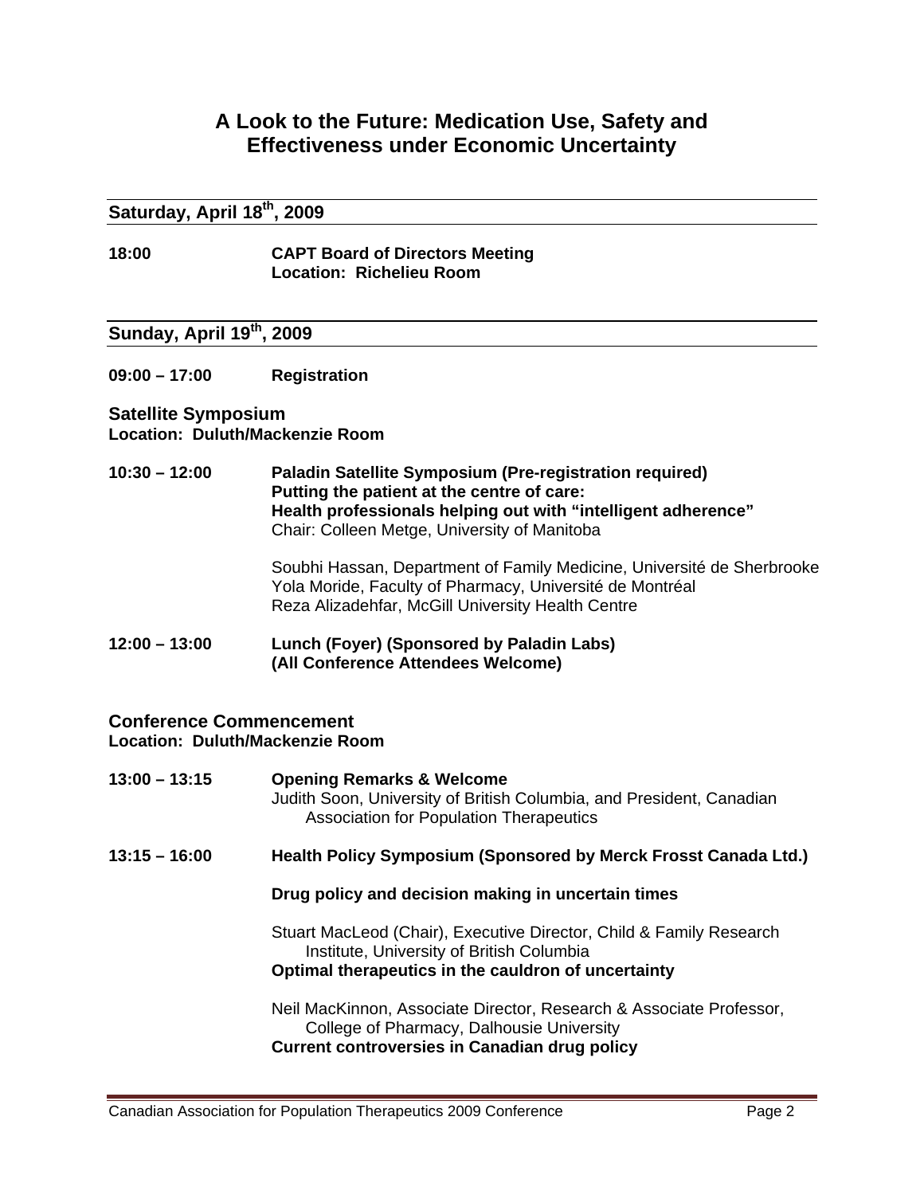# A Look to the Future: Medication Use, Safety and Effectiveness under Economic Uncertainty

## Saturday, April 18th, 2009

**18:00** **CAPT Board of Directors Meeting**
**Location: Richelieu Room**

## Sunday, April 19th, 2009

**09:00 – 17:00** **Registration**

### Satellite Symposium

**Location: Duluth/Mackenzie Room**

**10:30 – 12:00** **Paladin Satellite Symposium (Pre-registration required)**
**Putting the patient at the centre of care:**
**Health professionals helping out with "intelligent adherence"**
Chair: Colleen Metge, University of Manitoba

Soubhi Hassan, Department of Family Medicine, Université de Sherbrooke
Yola Moride, Faculty of Pharmacy, Université de Montréal
Reza Alizadehfar, McGill University Health Centre

**12:00 – 13:00** **Lunch (Foyer) (Sponsored by Paladin Labs)**
**(All Conference Attendees Welcome)**

### Conference Commencement

**Location: Duluth/Mackenzie Room**

**13:00 – 13:15** **Opening Remarks & Welcome**
Judith Soon, University of British Columbia, and President, Canadian Association for Population Therapeutics

**13:15 – 16:00** **Health Policy Symposium (Sponsored by Merck Frosst Canada Ltd.)**

**Drug policy and decision making in uncertain times**

Stuart MacLeod (Chair), Executive Director, Child & Family Research Institute, University of British Columbia
**Optimal therapeutics in the cauldron of uncertainty**

Neil MacKinnon, Associate Director, Research & Associate Professor, College of Pharmacy, Dalhousie University
**Current controversies in Canadian drug policy**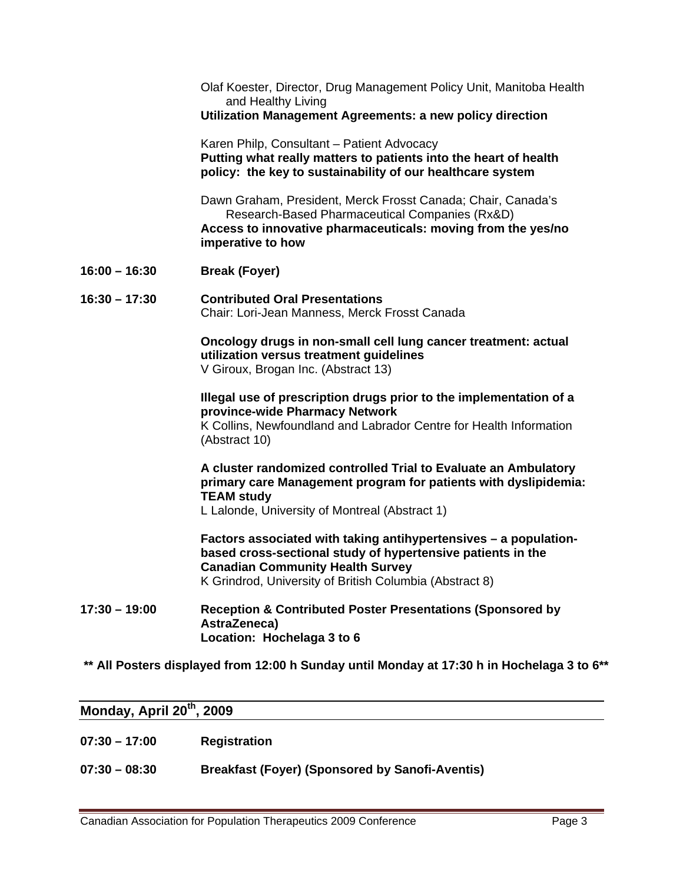Olaf Koester, Director, Drug Management Policy Unit, Manitoba Health and Healthy Living
**Utilization Management Agreements: a new policy direction**

Karen Philp, Consultant – Patient Advocacy
**Putting what really matters to patients into the heart of health policy: the key to sustainability of our healthcare system**

Dawn Graham, President, Merck Frosst Canada; Chair, Canada's Research-Based Pharmaceutical Companies (Rx&D)
**Access to innovative pharmaceuticals: moving from the yes/no imperative to how**

**16:00 – 16:30** **Break (Foyer)**

**16:30 – 17:30** **Contributed Oral Presentations**
Chair: Lori-Jean Manness, Merck Frosst Canada

**Oncology drugs in non-small cell lung cancer treatment: actual utilization versus treatment guidelines**
V Giroux, Brogan Inc. (Abstract 13)

**Illegal use of prescription drugs prior to the implementation of a province-wide Pharmacy Network**
K Collins, Newfoundland and Labrador Centre for Health Information (Abstract 10)

**A cluster randomized controlled Trial to Evaluate an Ambulatory primary care Management program for patients with dyslipidemia: TEAM study**
L Lalonde, University of Montreal (Abstract 1)

**Factors associated with taking antihypertensives – a population-based cross-sectional study of hypertensive patients in the Canadian Community Health Survey**
K Grindrod, University of British Columbia (Abstract 8)

**17:30 – 19:00** **Reception & Contributed Poster Presentations (Sponsored by AstraZeneca)**
**Location: Hochelaga 3 to 6**

**** All Posters displayed from 12:00 h Sunday until Monday at 17:30 h in Hochelaga 3 to 6****

## Monday, April 20th, 2009

**07:30 – 17:00** **Registration**

**07:30 – 08:30** **Breakfast (Foyer) (Sponsored by Sanofi-Aventis)**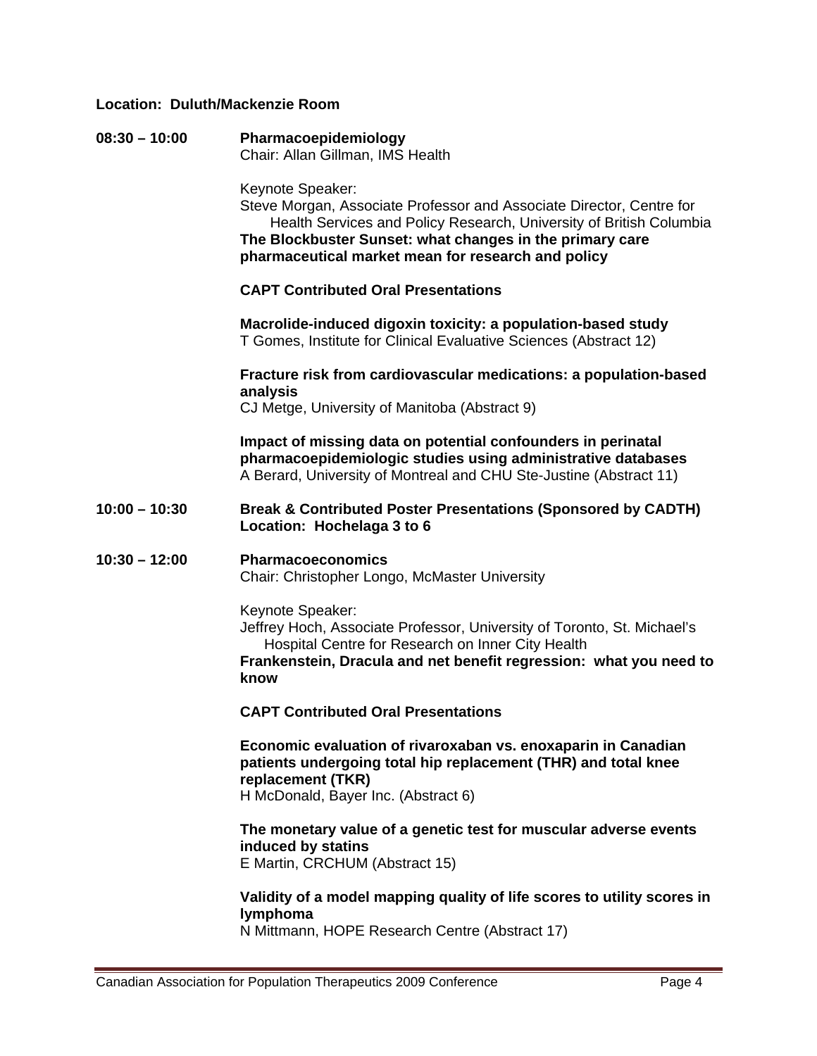**Location: Duluth/Mackenzie Room**

**08:30 – 10:00** **Pharmacoepidemiology**
Chair: Allan Gillman, IMS Health

Keynote Speaker:
Steve Morgan, Associate Professor and Associate Director, Centre for Health Services and Policy Research, University of British Columbia
**The Blockbuster Sunset: what changes in the primary care pharmaceutical market mean for research and policy**

**CAPT Contributed Oral Presentations**

**Macrolide-induced digoxin toxicity: a population-based study**
T Gomes, Institute for Clinical Evaluative Sciences (Abstract 12)

**Fracture risk from cardiovascular medications: a population-based analysis**
CJ Metge, University of Manitoba (Abstract 9)

**Impact of missing data on potential confounders in perinatal pharmacoepidemiologic studies using administrative databases**
A Berard, University of Montreal and CHU Ste-Justine (Abstract 11)

**10:00 – 10:30** **Break & Contributed Poster Presentations (Sponsored by CADTH)**
**Location: Hochelaga 3 to 6**

**10:30 – 12:00** **Pharmacoeconomics**
Chair: Christopher Longo, McMaster University

Keynote Speaker:
Jeffrey Hoch, Associate Professor, University of Toronto, St. Michael's Hospital Centre for Research on Inner City Health
**Frankenstein, Dracula and net benefit regression: what you need to know**

**CAPT Contributed Oral Presentations**

**Economic evaluation of rivaroxaban vs. enoxaparin in Canadian patients undergoing total hip replacement (THR) and total knee replacement (TKR)**
H McDonald, Bayer Inc. (Abstract 6)

**The monetary value of a genetic test for muscular adverse events induced by statins**
E Martin, CRCHUM (Abstract 15)

**Validity of a model mapping quality of life scores to utility scores in lymphoma**
N Mittmann, HOPE Research Centre (Abstract 17)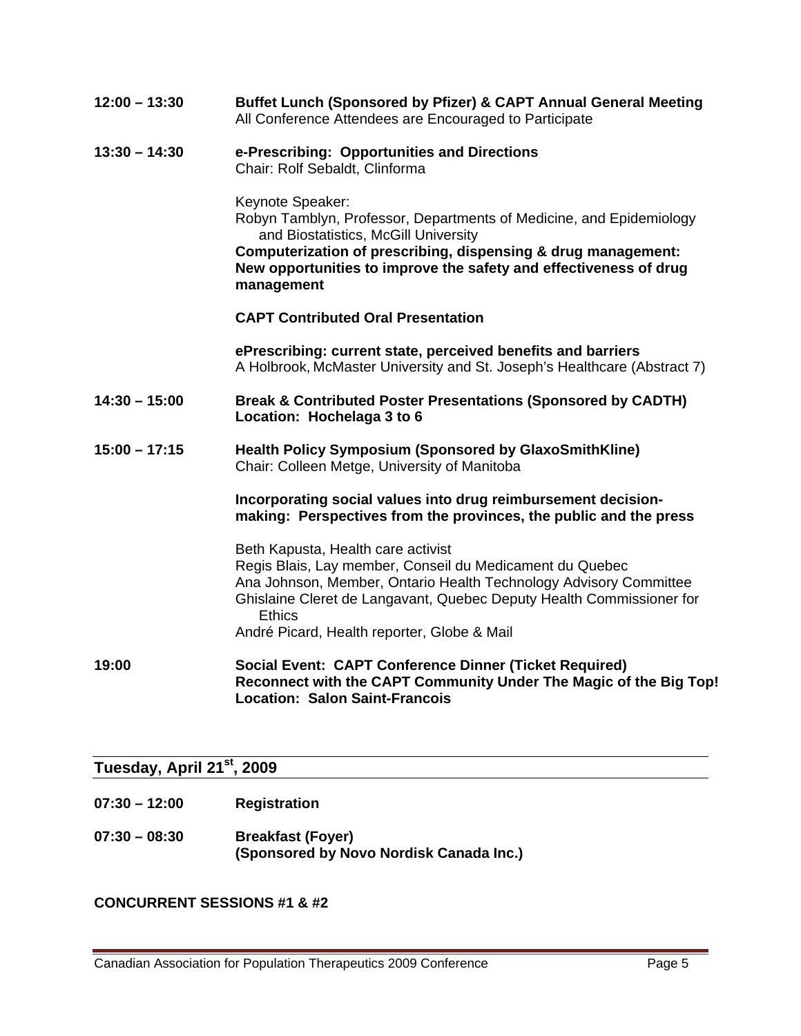**12:00 – 13:30** **Buffet Lunch (Sponsored by Pfizer) & CAPT Annual General Meeting**
All Conference Attendees are Encouraged to Participate

**13:30 – 14:30** **e-Prescribing: Opportunities and Directions**
Chair: Rolf Sebaldt, Clinforma

Keynote Speaker:
Robyn Tamblyn, Professor, Departments of Medicine, and Epidemiology and Biostatistics, McGill University
**Computerization of prescribing, dispensing & drug management: New opportunities to improve the safety and effectiveness of drug management**

**CAPT Contributed Oral Presentation**

**ePrescribing: current state, perceived benefits and barriers**
A Holbrook, McMaster University and St. Joseph's Healthcare (Abstract 7)

**14:30 – 15:00** **Break & Contributed Poster Presentations (Sponsored by CADTH)**
**Location: Hochelaga 3 to 6**

**15:00 – 17:15** **Health Policy Symposium (Sponsored by GlaxoSmithKline)**
Chair: Colleen Metge, University of Manitoba

**Incorporating social values into drug reimbursement decision-making: Perspectives from the provinces, the public and the press**

Beth Kapusta, Health care activist
Regis Blais, Lay member, Conseil du Medicament du Quebec
Ana Johnson, Member, Ontario Health Technology Advisory Committee
Ghislaine Cleret de Langavant, Quebec Deputy Health Commissioner for Ethics
André Picard, Health reporter, Globe & Mail

**19:00** **Social Event: CAPT Conference Dinner (Ticket Required)**
**Reconnect with the CAPT Community Under The Magic of the Big Top!**
**Location: Salon Saint-Francois**

## Tuesday, April 21st, 2009

**07:30 – 12:00** **Registration**

**07:30 – 08:30** **Breakfast (Foyer)**
**(Sponsored by Novo Nordisk Canada Inc.)**

**CONCURRENT SESSIONS #1 & #2**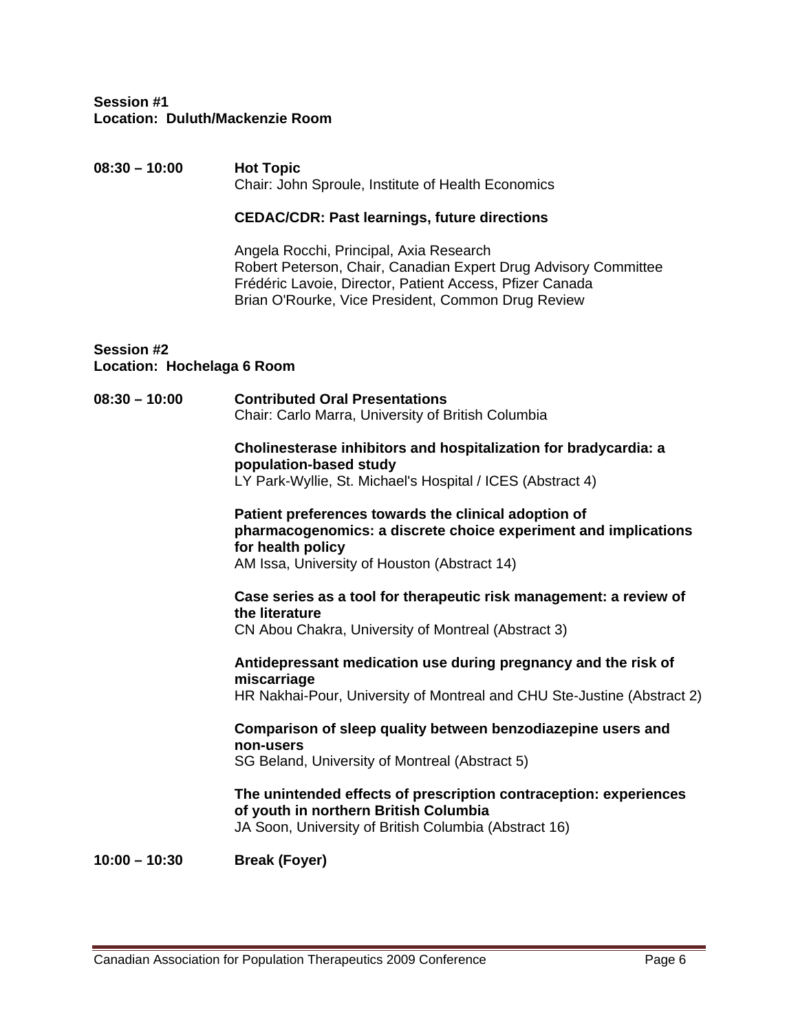**Session #1**
**Location: Duluth/Mackenzie Room**

**08:30 – 10:00** **Hot Topic**
Chair: John Sproule, Institute of Health Economics

**CEDAC/CDR: Past learnings, future directions**

Angela Rocchi, Principal, Axia Research
Robert Peterson, Chair, Canadian Expert Drug Advisory Committee
Frédéric Lavoie, Director, Patient Access, Pfizer Canada
Brian O'Rourke, Vice President, Common Drug Review

**Session #2**
**Location: Hochelaga 6 Room**

**08:30 – 10:00** **Contributed Oral Presentations**
Chair: Carlo Marra, University of British Columbia

**Cholinesterase inhibitors and hospitalization for bradycardia: a population-based study**
LY Park-Wyllie, St. Michael's Hospital / ICES (Abstract 4)

**Patient preferences towards the clinical adoption of pharmacogenomics: a discrete choice experiment and implications for health policy**
AM Issa, University of Houston (Abstract 14)

**Case series as a tool for therapeutic risk management: a review of the literature**
CN Abou Chakra, University of Montreal (Abstract 3)

**Antidepressant medication use during pregnancy and the risk of miscarriage**
HR Nakhai-Pour, University of Montreal and CHU Ste-Justine (Abstract 2)

**Comparison of sleep quality between benzodiazepine users and non-users**
SG Beland, University of Montreal (Abstract 5)

**The unintended effects of prescription contraception: experiences of youth in northern British Columbia**
JA Soon, University of British Columbia (Abstract 16)

**10:00 – 10:30** **Break (Foyer)**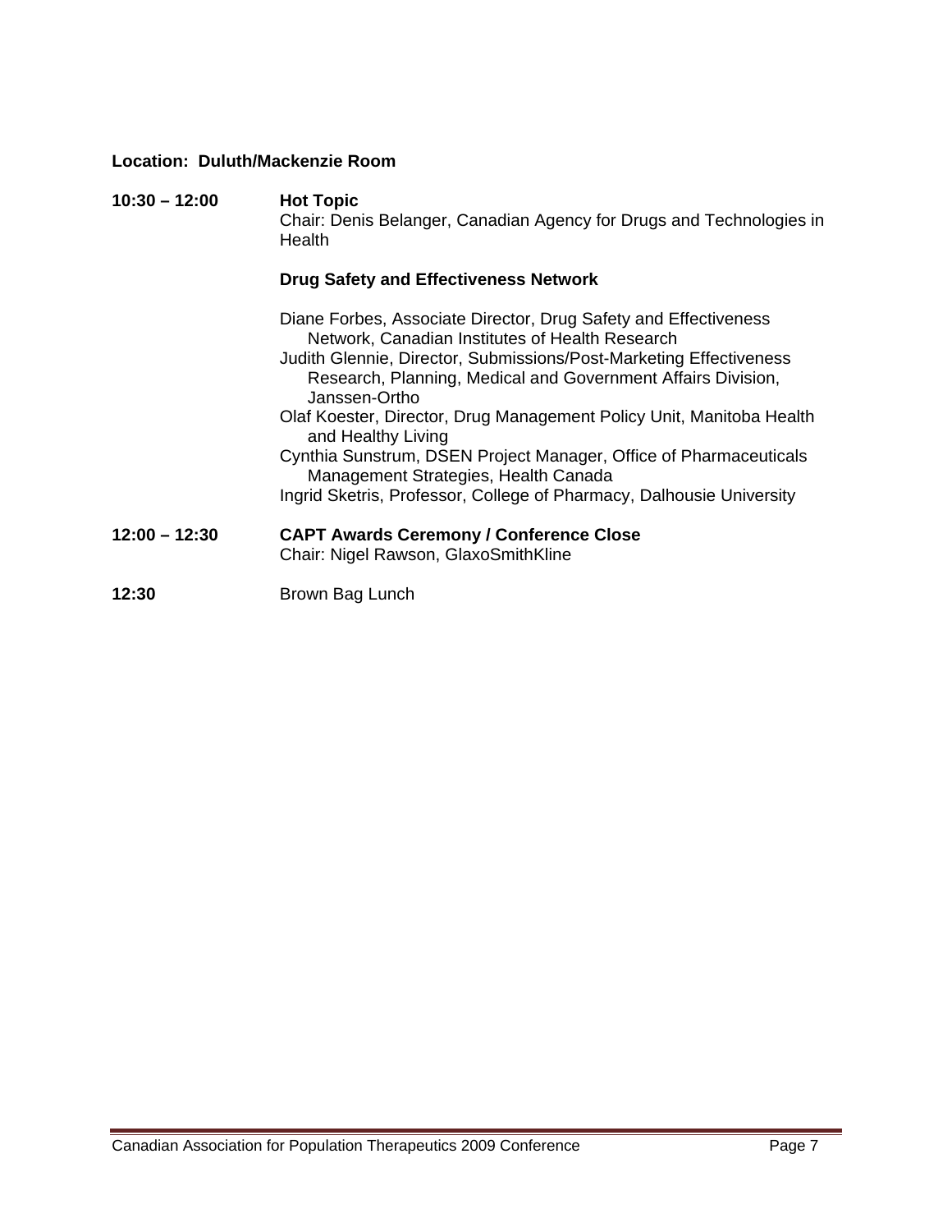**Location: Duluth/Mackenzie Room**

**10:30 – 12:00** **Hot Topic**
Chair: Denis Belanger, Canadian Agency for Drugs and Technologies in Health

**Drug Safety and Effectiveness Network**

Diane Forbes, Associate Director, Drug Safety and Effectiveness Network, Canadian Institutes of Health Research
Judith Glennie, Director, Submissions/Post-Marketing Effectiveness Research, Planning, Medical and Government Affairs Division, Janssen-Ortho
Olaf Koester, Director, Drug Management Policy Unit, Manitoba Health and Healthy Living
Cynthia Sunstrum, DSEN Project Manager, Office of Pharmaceuticals Management Strategies, Health Canada
Ingrid Sketris, Professor, College of Pharmacy, Dalhousie University

**12:00 – 12:30** **CAPT Awards Ceremony / Conference Close**
Chair: Nigel Rawson, GlaxoSmithKline

**12:30** Brown Bag Lunch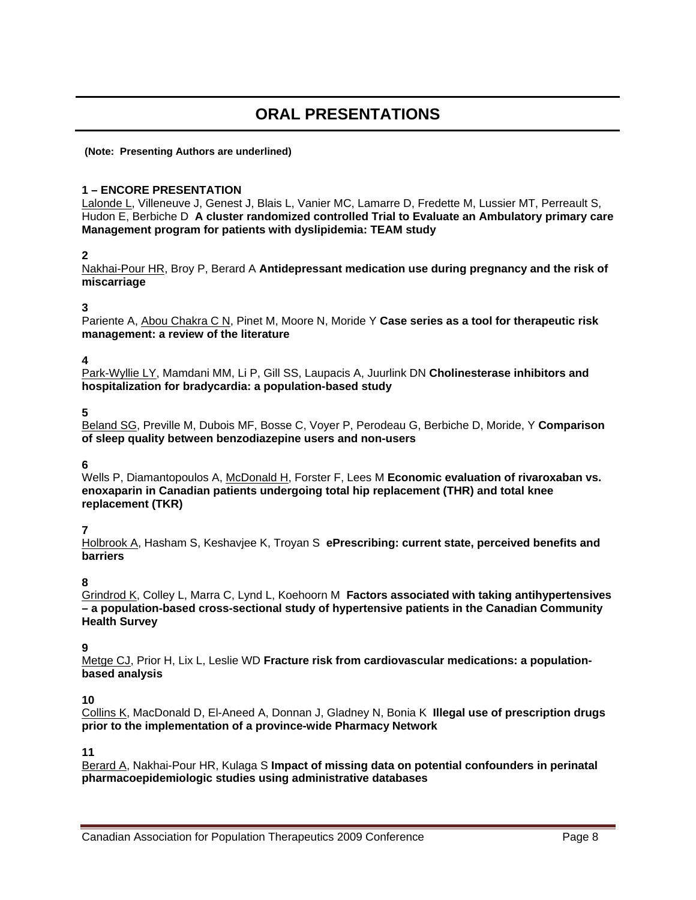# ORAL PRESENTATIONS

**(Note: Presenting Authors are underlined)**

**1 – ENCORE PRESENTATION**
<u>Lalonde L</u>, Villeneuve J, Genest J, Blais L, Vanier MC, Lamarre D, Fredette M, Lussier MT, Perreault S, Hudon E, Berbiche D **A cluster randomized controlled Trial to Evaluate an Ambulatory primary care Management program for patients with dyslipidemia: TEAM study**

**2**
<u>Nakhai-Pour HR</u>, Broy P, Berard A **Antidepressant medication use during pregnancy and the risk of miscarriage**

**3**
Pariente A, <u>Abou Chakra C N</u>, Pinet M, Moore N, Moride Y **Case series as a tool for therapeutic risk management: a review of the literature**

**4**
<u>Park-Wyllie LY</u>, Mamdani MM, Li P, Gill SS, Laupacis A, Juurlink DN **Cholinesterase inhibitors and hospitalization for bradycardia: a population-based study**

**5**
<u>Beland SG</u>, Preville M, Dubois MF, Bosse C, Voyer P, Perodeau G, Berbiche D, Moride, Y **Comparison of sleep quality between benzodiazepine users and non-users**

**6**
Wells P, Diamantopoulos A, <u>McDonald H</u>, Forster F, Lees M **Economic evaluation of rivaroxaban vs. enoxaparin in Canadian patients undergoing total hip replacement (THR) and total knee replacement (TKR)**

**7**
<u>Holbrook A</u>, Hasham S, Keshavjee K, Troyan S **ePrescribing: current state, perceived benefits and barriers**

**8**
<u>Grindrod K</u>, Colley L, Marra C, Lynd L, Koehoorn M **Factors associated with taking antihypertensives – a population-based cross-sectional study of hypertensive patients in the Canadian Community Health Survey**

**9**
<u>Metge CJ</u>, Prior H, Lix L, Leslie WD **Fracture risk from cardiovascular medications: a population-based analysis**

**10**
<u>Collins K</u>, MacDonald D, El-Aneed A, Donnan J, Gladney N, Bonia K **Illegal use of prescription drugs prior to the implementation of a province-wide Pharmacy Network**

**11**
<u>Berard A</u>, Nakhai-Pour HR, Kulaga S **Impact of missing data on potential confounders in perinatal pharmacoepidemiologic studies using administrative databases**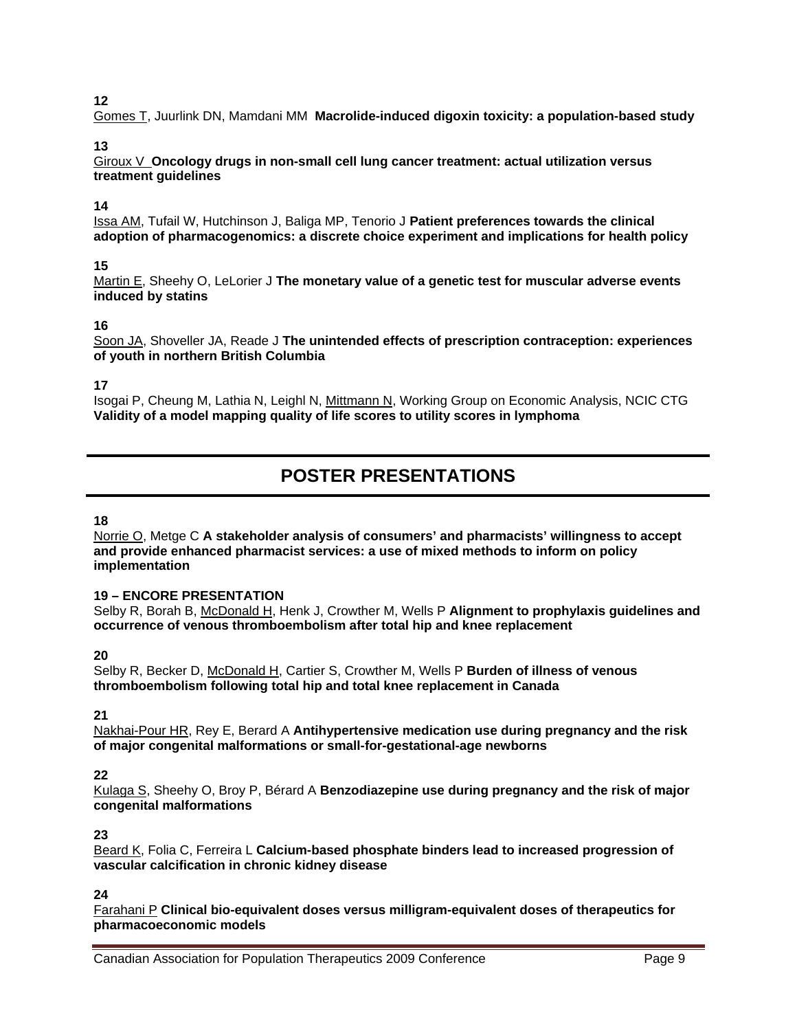**12**
Gomes T, Juurlink DN, Mamdani MM **Macrolide-induced digoxin toxicity: a population-based study**

**13**
Giroux V **Oncology drugs in non-small cell lung cancer treatment: actual utilization versus treatment guidelines**

**14**
Issa AM, Tufail W, Hutchinson J, Baliga MP, Tenorio J **Patient preferences towards the clinical adoption of pharmacogenomics: a discrete choice experiment and implications for health policy**

**15**
Martin E, Sheehy O, LeLorier J **The monetary value of a genetic test for muscular adverse events induced by statins**

**16**
Soon JA, Shoveller JA, Reade J **The unintended effects of prescription contraception: experiences of youth in northern British Columbia**

**17**
Isogai P, Cheung M, Lathia N, Leighl N, Mittmann N, Working Group on Economic Analysis, NCIC CTG **Validity of a model mapping quality of life scores to utility scores in lymphoma**

## POSTER PRESENTATIONS

**18**
Norrie O, Metge C **A stakeholder analysis of consumers' and pharmacists' willingness to accept and provide enhanced pharmacist services: a use of mixed methods to inform on policy implementation**

**19 – ENCORE PRESENTATION**
Selby R, Borah B, McDonald H, Henk J, Crowther M, Wells P **Alignment to prophylaxis guidelines and occurrence of venous thromboembolism after total hip and knee replacement**

**20**
Selby R, Becker D, McDonald H, Cartier S, Crowther M, Wells P **Burden of illness of venous thromboembolism following total hip and total knee replacement in Canada**

**21**
Nakhai-Pour HR, Rey E, Berard A **Antihypertensive medication use during pregnancy and the risk of major congenital malformations or small-for-gestational-age newborns**

**22**
Kulaga S, Sheehy O, Broy P, Bérard A **Benzodiazepine use during pregnancy and the risk of major congenital malformations**

**23**
Beard K, Folia C, Ferreira L **Calcium-based phosphate binders lead to increased progression of vascular calcification in chronic kidney disease**

**24**
Farahani P **Clinical bio-equivalent doses versus milligram-equivalent doses of therapeutics for pharmacoeconomic models**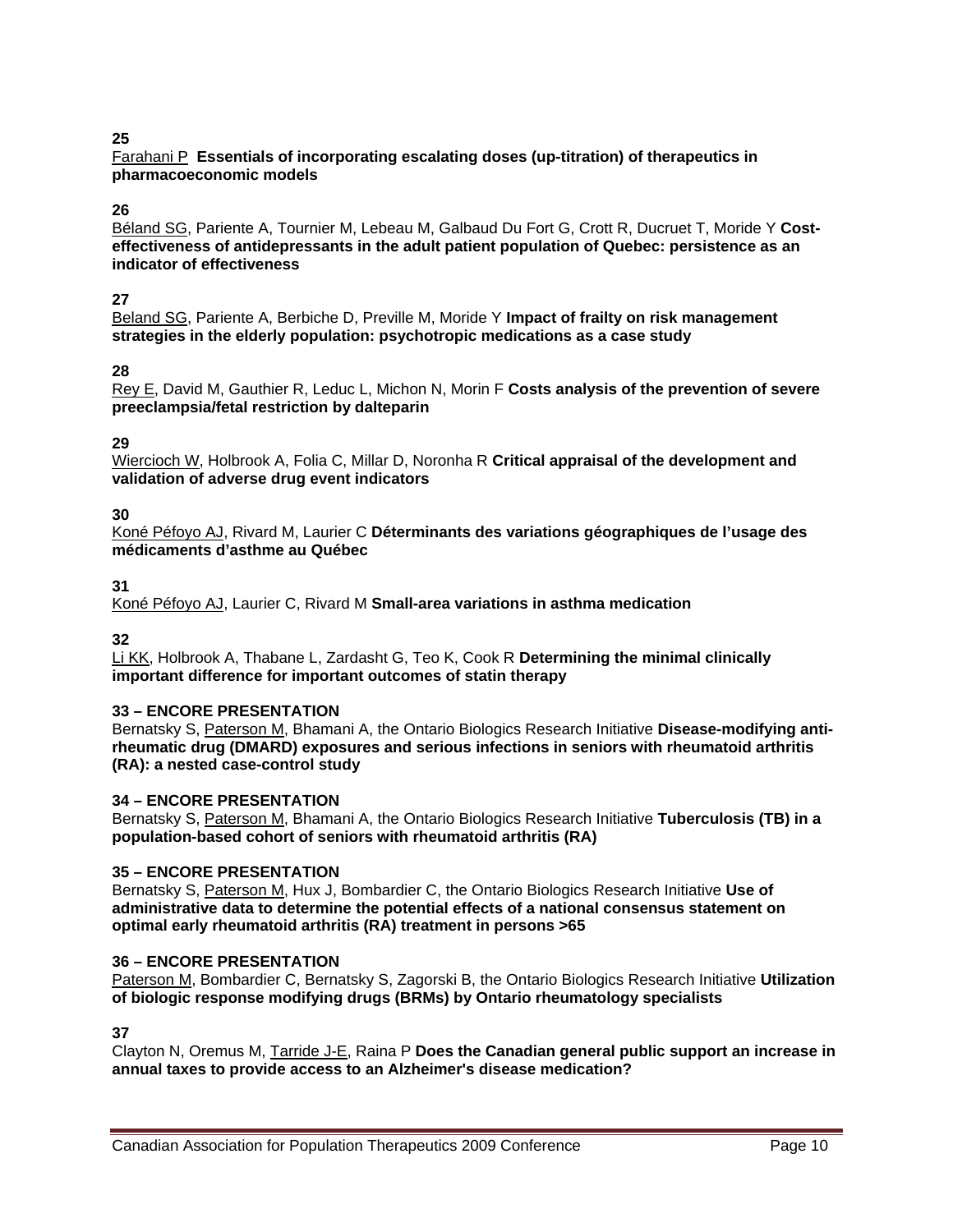**25**

<u>Farahani P</u> **Essentials of incorporating escalating doses (up-titration) of therapeutics in pharmacoeconomic models**

**26**

<u>Béland SG</u>, Pariente A, Tournier M, Lebeau M, Galbaud Du Fort G, Crott R, Ducruet T, Moride Y **Cost-effectiveness of antidepressants in the adult patient population of Quebec: persistence as an indicator of effectiveness**

**27**

<u>Beland SG</u>, Pariente A, Berbiche D, Preville M, Moride Y **Impact of frailty on risk management strategies in the elderly population: psychotropic medications as a case study**

**28**

<u>Rey E</u>, David M, Gauthier R, Leduc L, Michon N, Morin F **Costs analysis of the prevention of severe preeclampsia/fetal restriction by dalteparin**

**29**

<u>Wiercioch W</u>, Holbrook A, Folia C, Millar D, Noronha R **Critical appraisal of the development and validation of adverse drug event indicators**

**30**

<u>Koné Péfoyo AJ</u>, Rivard M, Laurier C **Déterminants des variations géographiques de l'usage des médicaments d'asthme au Québec**

**31**

<u>Koné Péfoyo AJ</u>, Laurier C, Rivard M **Small-area variations in asthma medication**

**32**

<u>Li KK</u>, Holbrook A, Thabane L, Zardasht G, Teo K, Cook R **Determining the minimal clinically important difference for important outcomes of statin therapy**

**33 – ENCORE PRESENTATION**

Bernatsky S, <u>Paterson M</u>, Bhamani A, the Ontario Biologics Research Initiative **Disease-modifying anti-rheumatic drug (DMARD) exposures and serious infections in seniors with rheumatoid arthritis (RA): a nested case-control study**

**34 – ENCORE PRESENTATION**

Bernatsky S, <u>Paterson M</u>, Bhamani A, the Ontario Biologics Research Initiative **Tuberculosis (TB) in a population-based cohort of seniors with rheumatoid arthritis (RA)**

**35 – ENCORE PRESENTATION**

Bernatsky S, <u>Paterson M</u>, Hux J, Bombardier C, the Ontario Biologics Research Initiative **Use of administrative data to determine the potential effects of a national consensus statement on optimal early rheumatoid arthritis (RA) treatment in persons >65**

**36 – ENCORE PRESENTATION**

<u>Paterson M</u>, Bombardier C, Bernatsky S, Zagorski B, the Ontario Biologics Research Initiative **Utilization of biologic response modifying drugs (BRMs) by Ontario rheumatology specialists**

**37**

Clayton N, Oremus M, <u>Tarride J-E</u>, Raina P **Does the Canadian general public support an increase in annual taxes to provide access to an Alzheimer's disease medication?**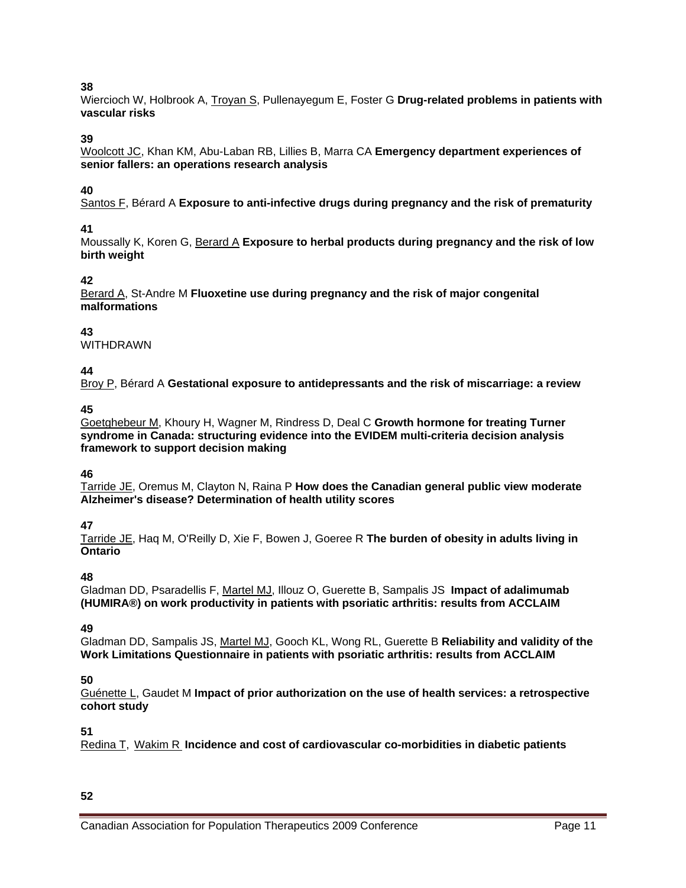**38**

Wiercioch W, Holbrook A, <u>Troyan S</u>, Pullenayegum E, Foster G **Drug-related problems in patients with vascular risks**

**39**

<u>Woolcott JC</u>, Khan KM, Abu-Laban RB, Lillies B, Marra CA **Emergency department experiences of senior fallers: an operations research analysis**

**40**

<u>Santos F</u>, Bérard A **Exposure to anti-infective drugs during pregnancy and the risk of prematurity**

**41**

Moussally K, Koren G, <u>Berard A</u> **Exposure to herbal products during pregnancy and the risk of low birth weight**

**42**

<u>Berard A</u>, St-Andre M **Fluoxetine use during pregnancy and the risk of major congenital malformations**

**43**

WITHDRAWN

**44**

<u>Broy P</u>, Bérard A **Gestational exposure to antidepressants and the risk of miscarriage: a review**

**45**

<u>Goetghebeur M</u>, Khoury H, Wagner M, Rindress D, Deal C **Growth hormone for treating Turner syndrome in Canada: structuring evidence into the EVIDEM multi-criteria decision analysis framework to support decision making**

**46**

<u>Tarride JE</u>, Oremus M, Clayton N, Raina P **How does the Canadian general public view moderate Alzheimer's disease? Determination of health utility scores**

**47**

<u>Tarride JE</u>, Haq M, O'Reilly D, Xie F, Bowen J, Goeree R **The burden of obesity in adults living in Ontario**

**48**

Gladman DD, Psaradellis F, <u>Martel MJ</u>, Illouz O, Guerette B, Sampalis JS **Impact of adalimumab (HUMIRA®) on work productivity in patients with psoriatic arthritis: results from ACCLAIM**

**49**

Gladman DD, Sampalis JS, <u>Martel MJ</u>, Gooch KL, Wong RL, Guerette B **Reliability and validity of the Work Limitations Questionnaire in patients with psoriatic arthritis: results from ACCLAIM**

**50**

<u>Guénette L</u>, Gaudet M **Impact of prior authorization on the use of health services: a retrospective cohort study**

**51**

<u>Redina T</u>, <u>Wakim R</u> **Incidence and cost of cardiovascular co-morbidities in diabetic patients**

**52**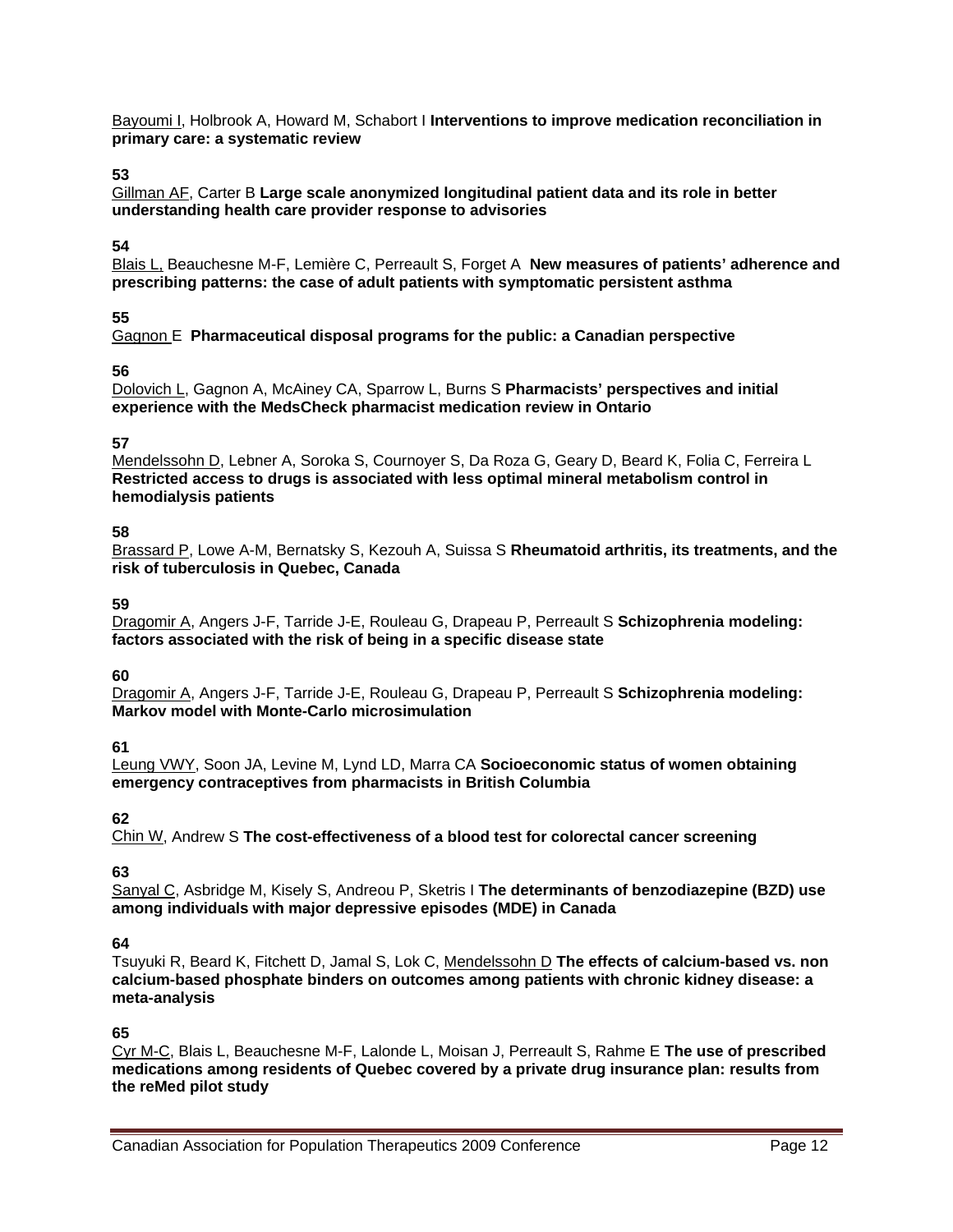Bayoumi I, Holbrook A, Howard M, Schabort I **Interventions to improve medication reconciliation in primary care: a systematic review**

**53**
Gillman AF, Carter B **Large scale anonymized longitudinal patient data and its role in better understanding health care provider response to advisories**

**54**
Blais L, Beauchesne M-F, Lemière C, Perreault S, Forget A **New measures of patients' adherence and prescribing patterns: the case of adult patients with symptomatic persistent asthma**

**55**
Gagnon E **Pharmaceutical disposal programs for the public: a Canadian perspective**

**56**
Dolovich L, Gagnon A, McAiney CA, Sparrow L, Burns S **Pharmacists' perspectives and initial experience with the MedsCheck pharmacist medication review in Ontario**

**57**
Mendelssohn D, Lebner A, Soroka S, Cournoyer S, Da Roza G, Geary D, Beard K, Folia C, Ferreira L **Restricted access to drugs is associated with less optimal mineral metabolism control in hemodialysis patients**

**58**
Brassard P, Lowe A-M, Bernatsky S, Kezouh A, Suissa S **Rheumatoid arthritis, its treatments, and the risk of tuberculosis in Quebec, Canada**

**59**
Dragomir A, Angers J-F, Tarride J-E, Rouleau G, Drapeau P, Perreault S **Schizophrenia modeling: factors associated with the risk of being in a specific disease state**

**60**
Dragomir A, Angers J-F, Tarride J-E, Rouleau G, Drapeau P, Perreault S **Schizophrenia modeling: Markov model with Monte-Carlo microsimulation**

**61**
Leung VWY, Soon JA, Levine M, Lynd LD, Marra CA **Socioeconomic status of women obtaining emergency contraceptives from pharmacists in British Columbia**

**62**
Chin W, Andrew S **The cost-effectiveness of a blood test for colorectal cancer screening**

**63**
Sanyal C, Asbridge M, Kisely S, Andreou P, Sketris I **The determinants of benzodiazepine (BZD) use among individuals with major depressive episodes (MDE) in Canada**

**64**
Tsuyuki R, Beard K, Fitchett D, Jamal S, Lok C, Mendelssohn D **The effects of calcium-based vs. non calcium-based phosphate binders on outcomes among patients with chronic kidney disease: a meta-analysis**

**65**
Cyr M-C, Blais L, Beauchesne M-F, Lalonde L, Moisan J, Perreault S, Rahme E **The use of prescribed medications among residents of Quebec covered by a private drug insurance plan: results from the reMed pilot study**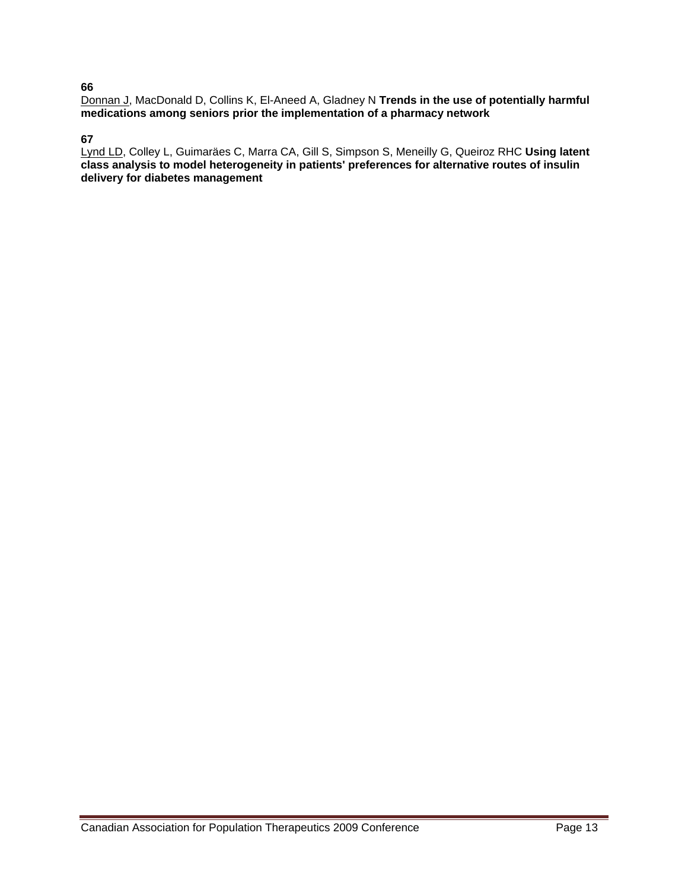**66**
<u>Donnan J</u>, MacDonald D, Collins K, El-Aneed A, Gladney N **Trends in the use of potentially harmful medications among seniors prior the implementation of a pharmacy network**

**67**
<u>Lynd LD</u>, Colley L, Guimaräes C, Marra CA, Gill S, Simpson S, Meneilly G, Queiroz RHC **Using latent class analysis to model heterogeneity in patients' preferences for alternative routes of insulin delivery for diabetes management**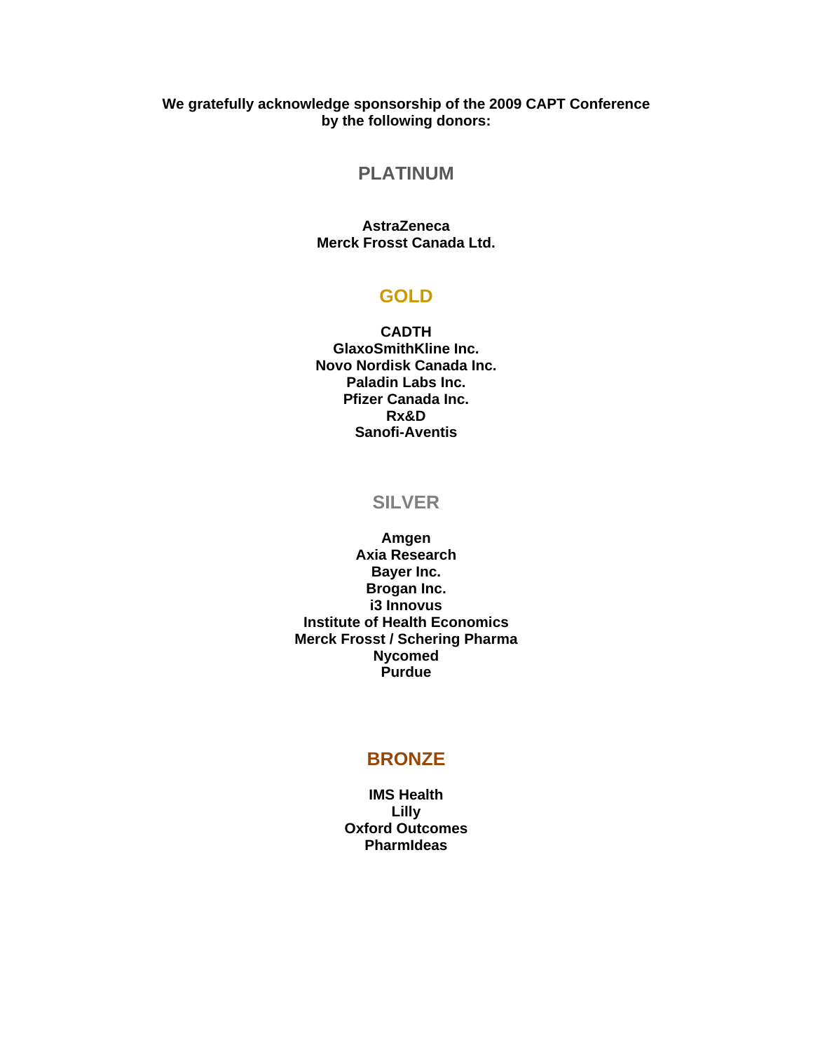**We gratefully acknowledge sponsorship of the 2009 CAPT Conference by the following donors:**

## PLATINUM

**AstraZeneca**
**Merck Frosst Canada Ltd.**

## GOLD

**CADTH**
**GlaxoSmithKline Inc.**
**Novo Nordisk Canada Inc.**
**Paladin Labs Inc.**
**Pfizer Canada Inc.**
**Rx&D**
**Sanofi-Aventis**

## SILVER

**Amgen**
**Axia Research**
**Bayer Inc.**
**Brogan Inc.**
**i3 Innovus**
**Institute of Health Economics**
**Merck Frosst / Schering Pharma**
**Nycomed**
**Purdue**

## BRONZE

**IMS Health**
**Lilly**
**Oxford Outcomes**
**PharmIdeas**